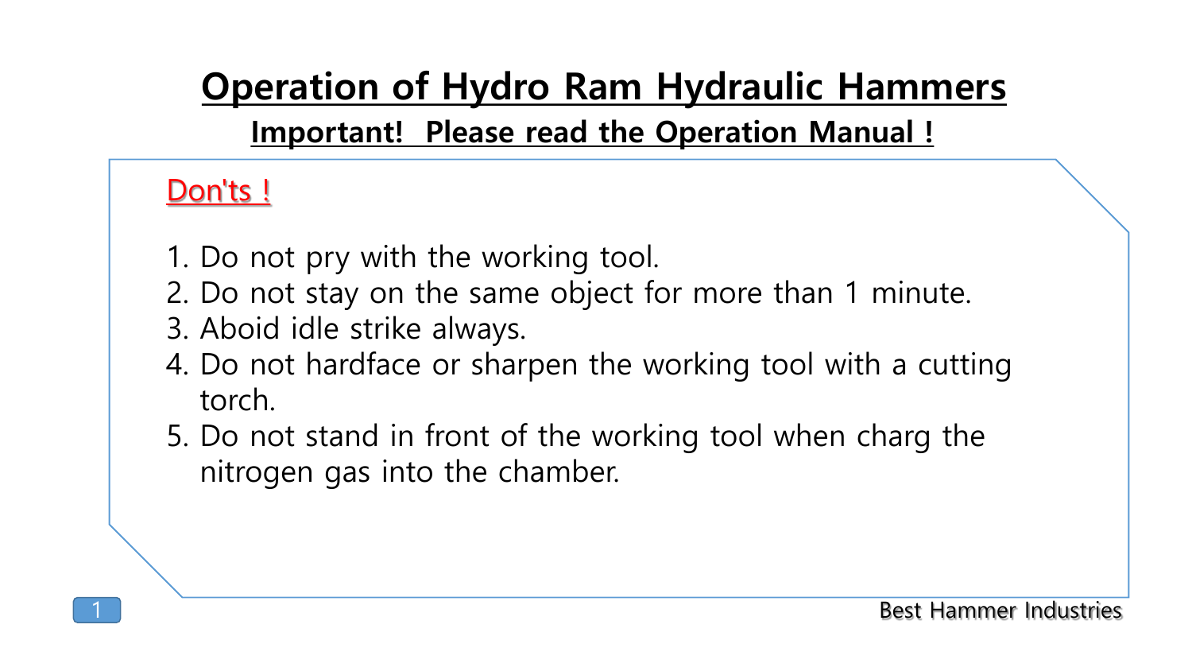# Operation of Hydro Ram Hydraulic Hammers

## Important! Please read the Operation Manual !

### Don'ts !

1. Do not pry with the working tool.
2. Do not stay on the same object for more than 1 minute.
3. Aboid idle strike always.
4. Do not hardface or sharpen the working tool with a cutting torch.
5. Do not stand in front of the working tool when charg the nitrogen gas into the chamber.

Best Hammer Industries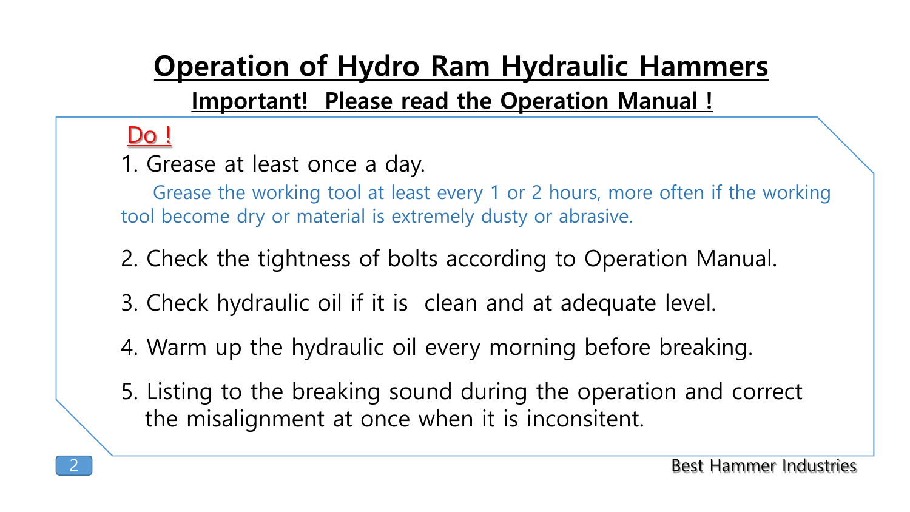# Operation of Hydro Ram Hydraulic Hammers

## Important! Please read the Operation Manual !

**Do !**

1. Grease at least once a day.

   Grease the working tool at least every 1 or 2 hours, more often if the working tool become dry or material is extremely dusty or abrasive.

2. Check the tightness of bolts according to Operation Manual.

3. Check hydraulic oil if it is clean and at adequate level.

4. Warm up the hydraulic oil every morning before breaking.

5. Listing to the breaking sound during the operation and correct the misalignment at once when it is inconsitent.

Best Hammer Industries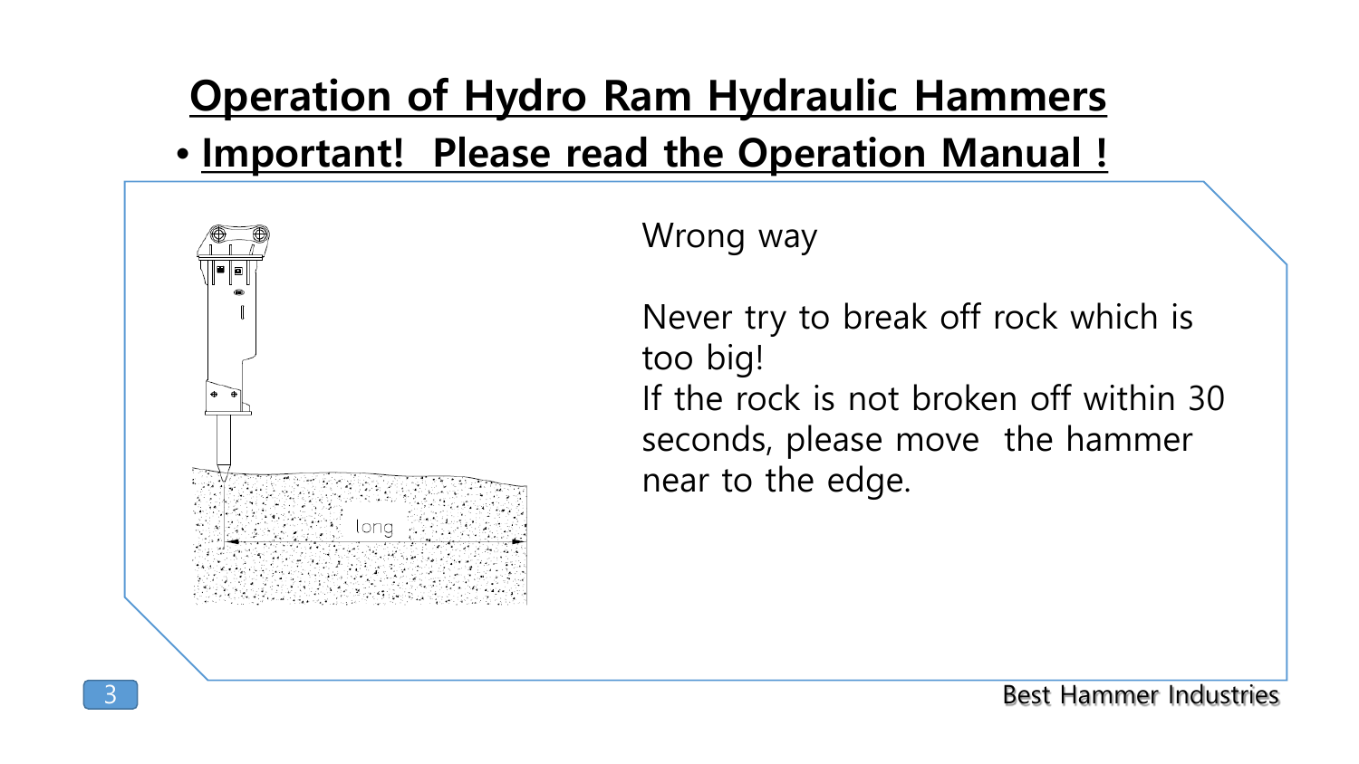# Operation of Hydro Ram Hydraulic Hammers

- **Important! Please read the Operation Manual !**

Wrong way

Never try to break off rock which is too big!
If the rock is not broken off within 30 seconds, please move the hammer near to the edge.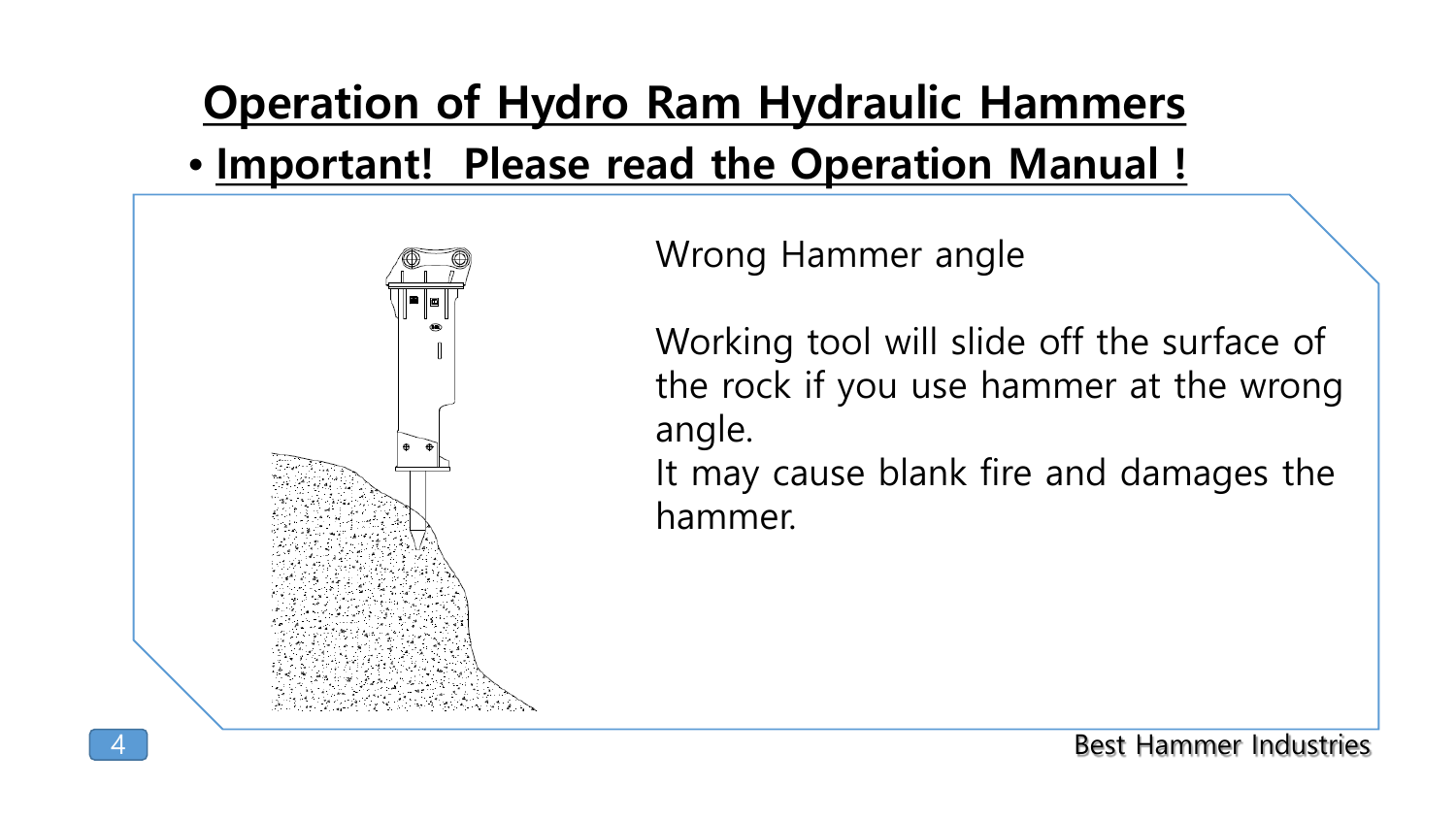# Operation of Hydro Ram Hydraulic Hammers

- **Important! Please read the Operation Manual !**

Wrong Hammer angle

Working tool will slide off the surface of the rock if you use hammer at the wrong angle.
It may cause blank fire and damages the hammer.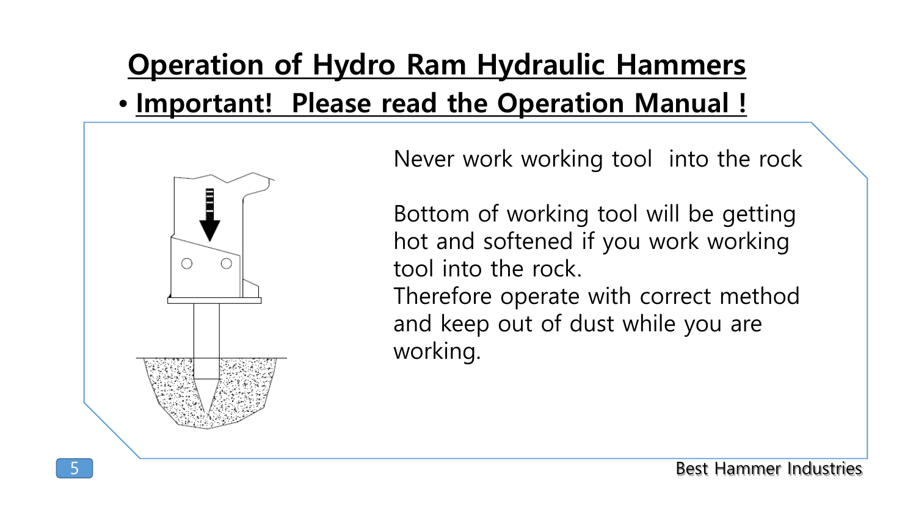# Operation of Hydro Ram Hydraulic Hammers

- **Important! Please read the Operation Manual !**

Never work working tool into the rock

Bottom of working tool will be getting hot and softened if you work working tool into the rock.
Therefore operate with correct method and keep out of dust while you are working.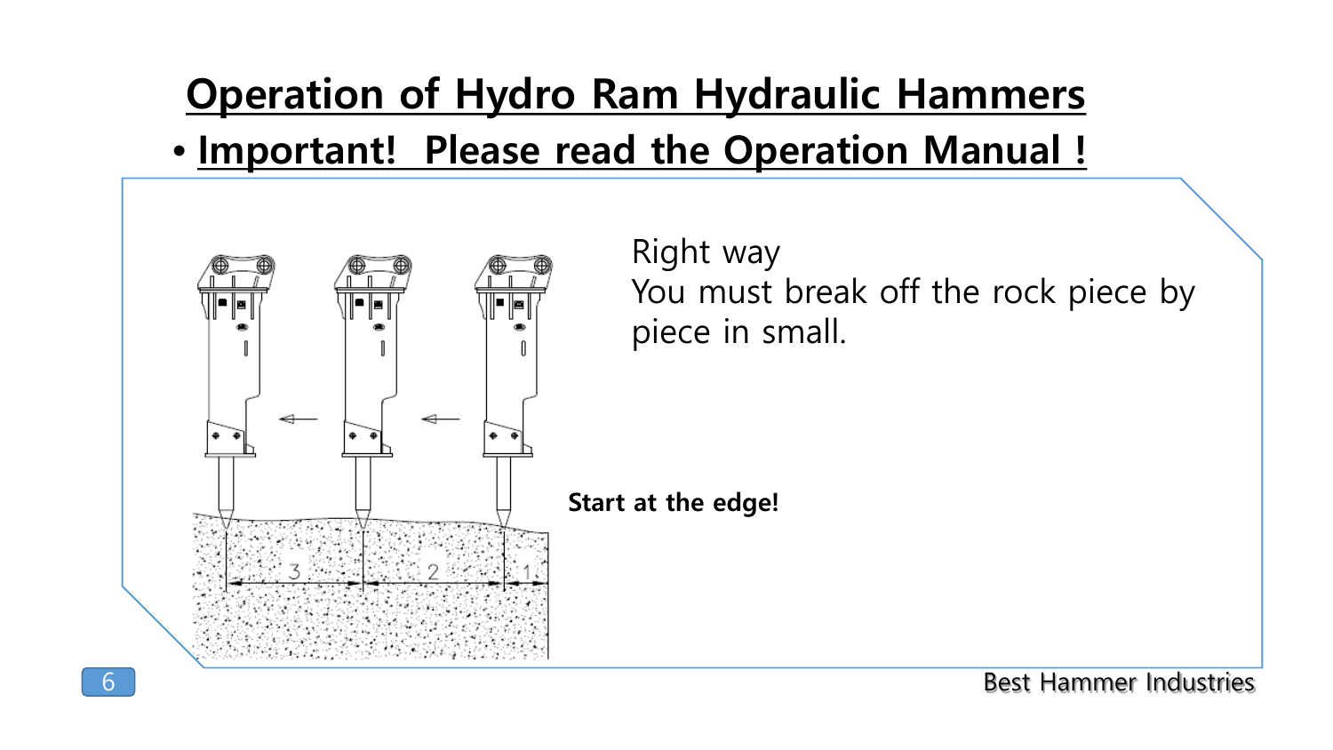# Operation of Hydro Ram Hydraulic Hammers

- **Important! Please read the Operation Manual !**

Right way
You must break off the rock piece by piece in small.

**Start at the edge!**

Best Hammer Industries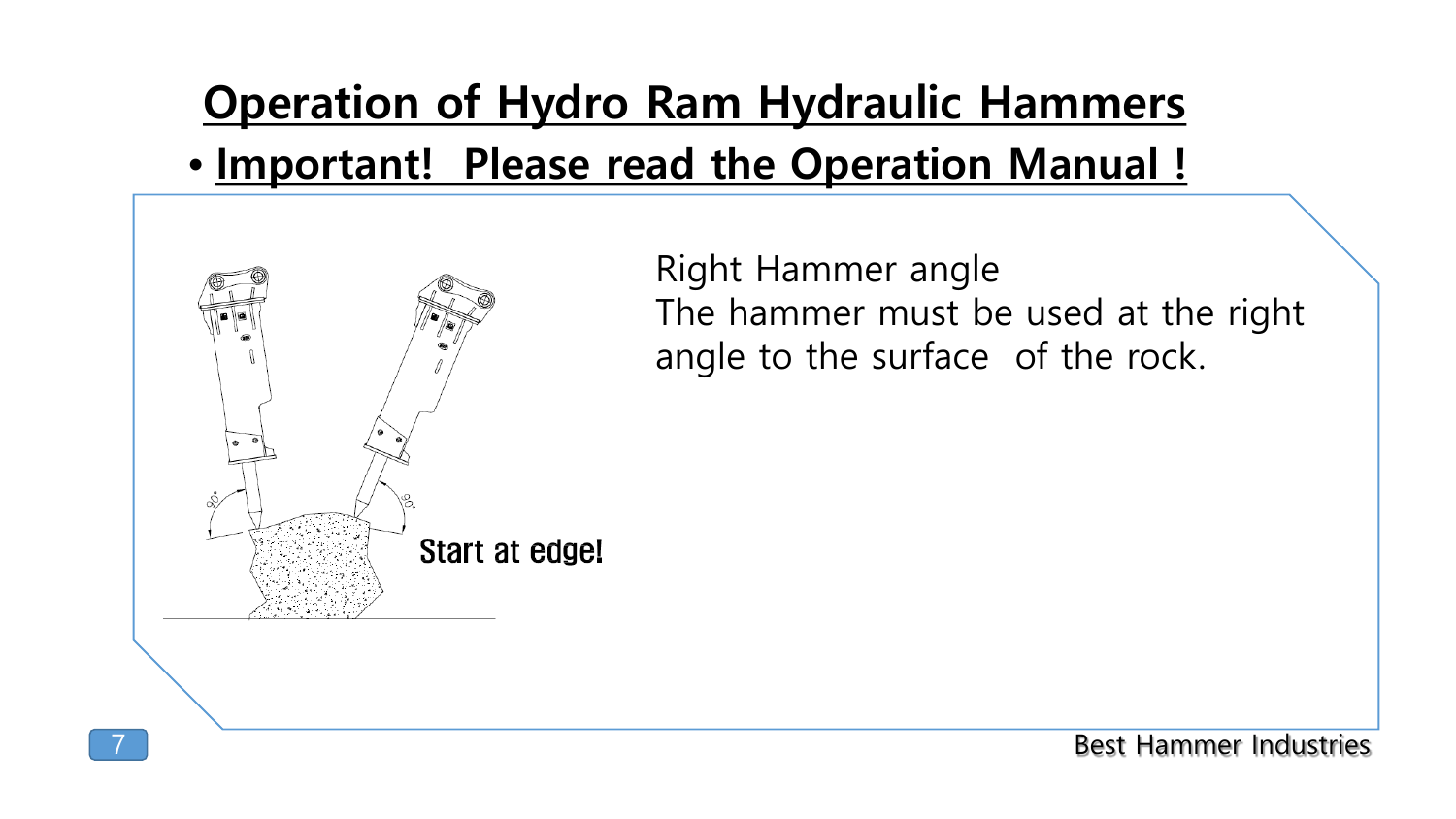# Operation of Hydro Ram Hydraulic Hammers

- **Important! Please read the Operation Manual !**

Start at edge!

Right Hammer angle
The hammer must be used at the right angle to the surface of the rock.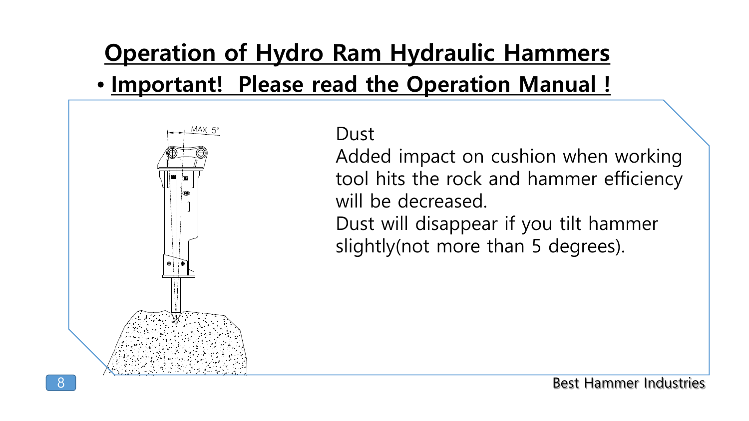# Operation of Hydro Ram Hydraulic Hammers

- **Important! Please read the Operation Manual !**

Dust

Added impact on cushion when working tool hits the rock and hammer efficiency will be decreased.

Dust will disappear if you tilt hammer slightly(not more than 5 degrees).

Best Hammer Industries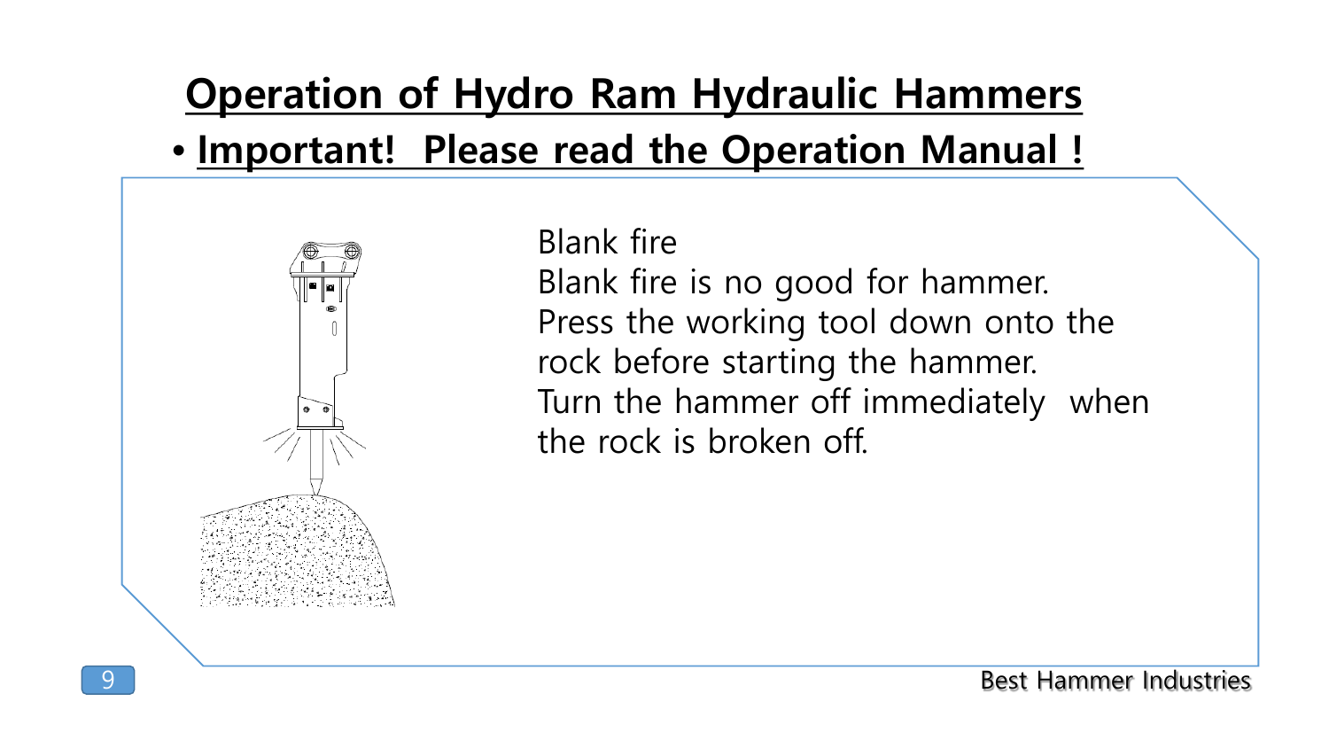# Operation of Hydro Ram Hydraulic Hammers

- **Important! Please read the Operation Manual !**

Blank fire

Blank fire is no good for hammer.

Press the working tool down onto the rock before starting the hammer.

Turn the hammer off immediately when the rock is broken off.

Best Hammer Industries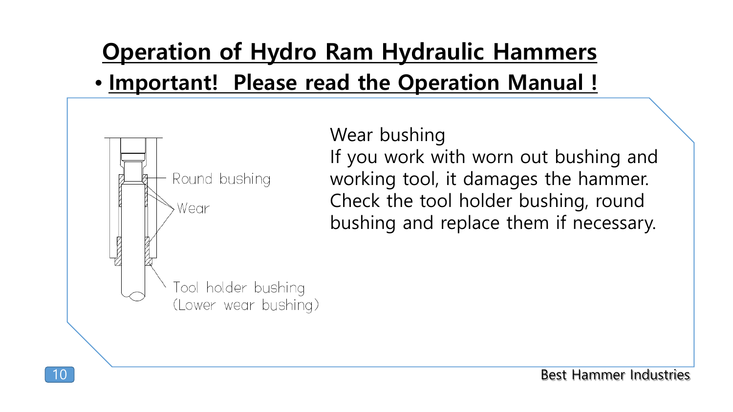# Operation of Hydro Ram Hydraulic Hammers

- **Important! Please read the Operation Manual !**

Round bushing

Wear

Tool holder bushing
(Lower wear bushing)

Wear bushing

If you work with worn out bushing and working tool, it damages the hammer. Check the tool holder bushing, round bushing and replace them if necessary.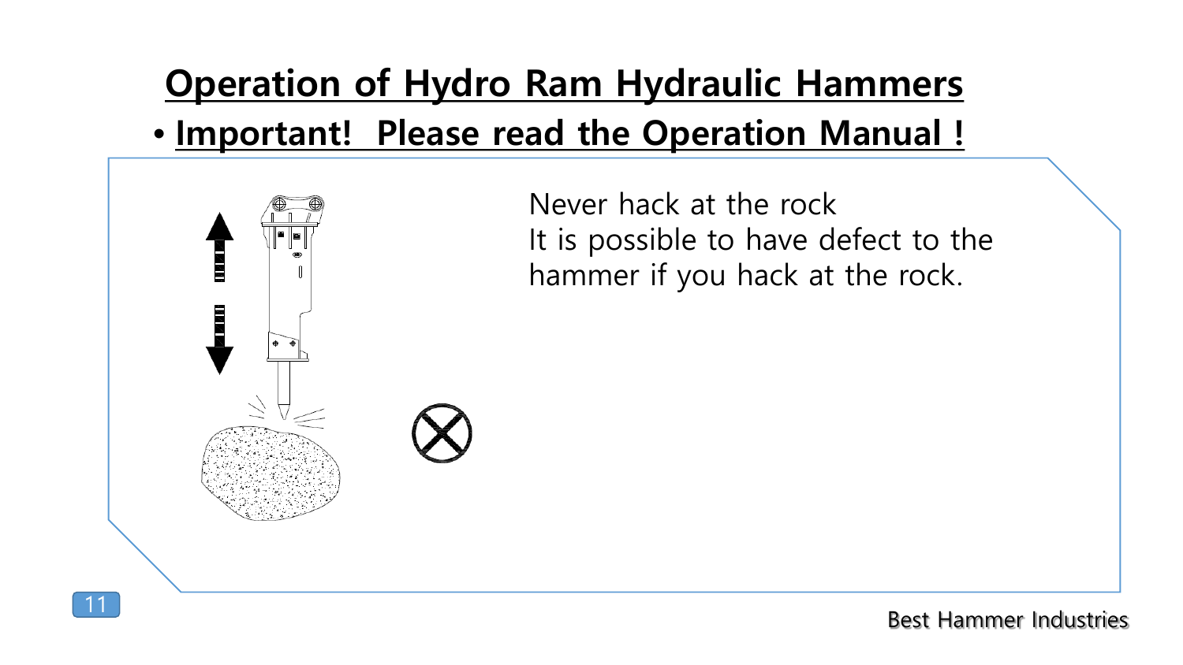# Operation of Hydro Ram Hydraulic Hammers

- **Important! Please read the Operation Manual !**

Never hack at the rock
It is possible to have defect to the hammer if you hack at the rock.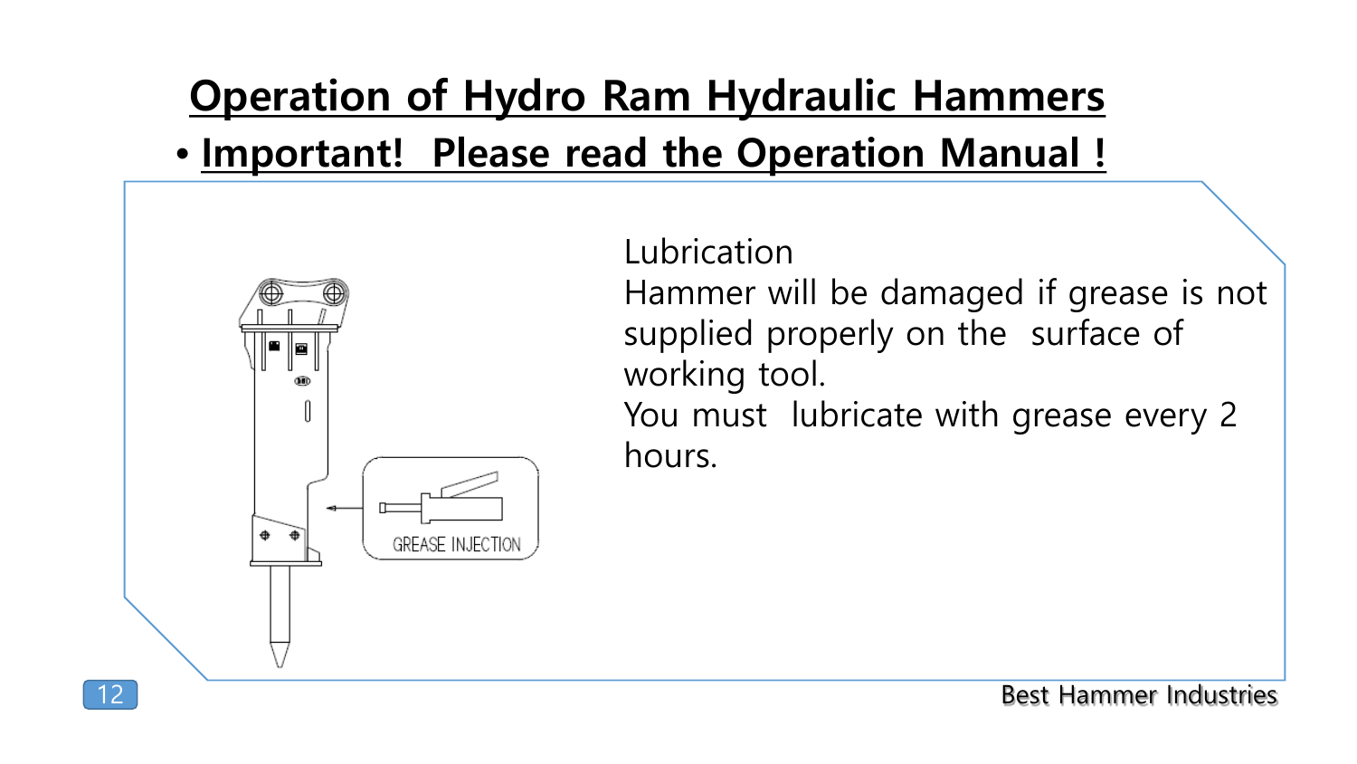# Operation of Hydro Ram Hydraulic Hammers

- **Important! Please read the Operation Manual !**

GREASE INJECTION

Lubrication

Hammer will be damaged if grease is not supplied properly on the surface of working tool.

You must lubricate with grease every 2 hours.

Best Hammer Industries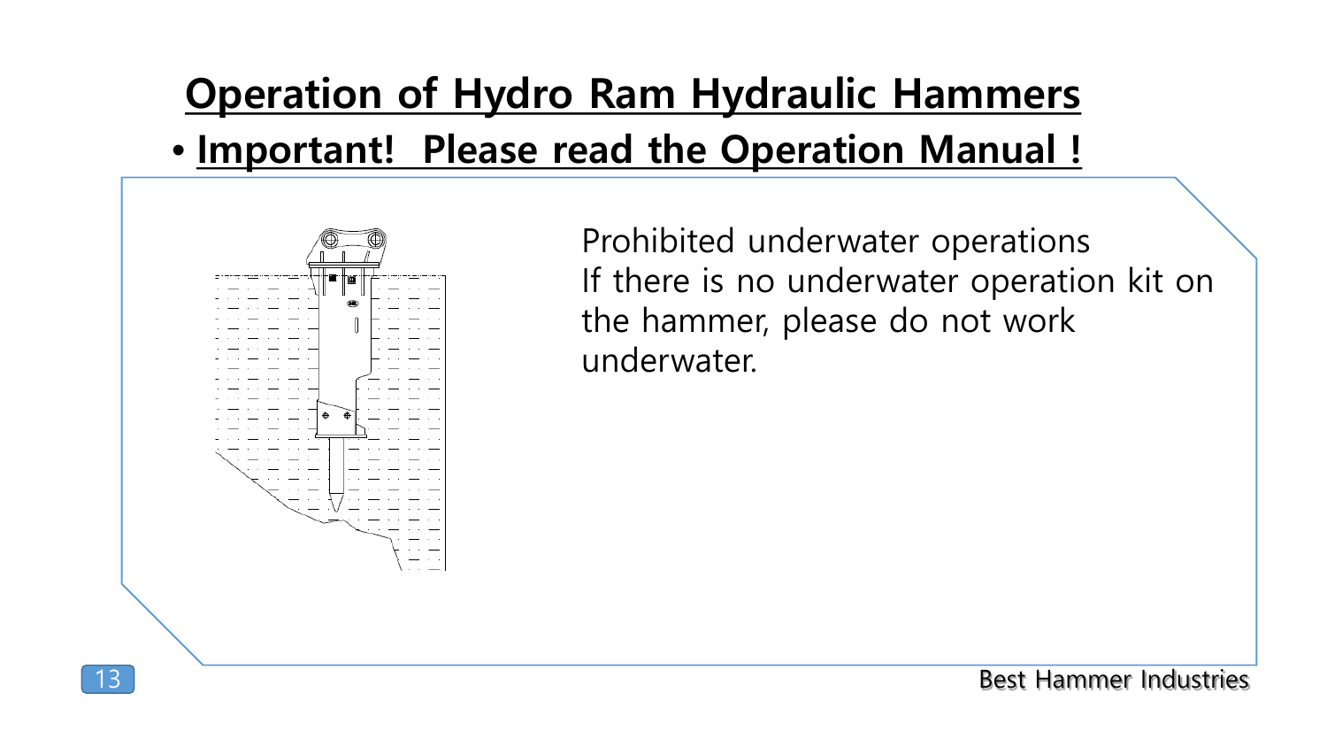# Operation of Hydro Ram Hydraulic Hammers

- **Important! Please read the Operation Manual !**

Prohibited underwater operations
If there is no underwater operation kit on the hammer, please do not work underwater.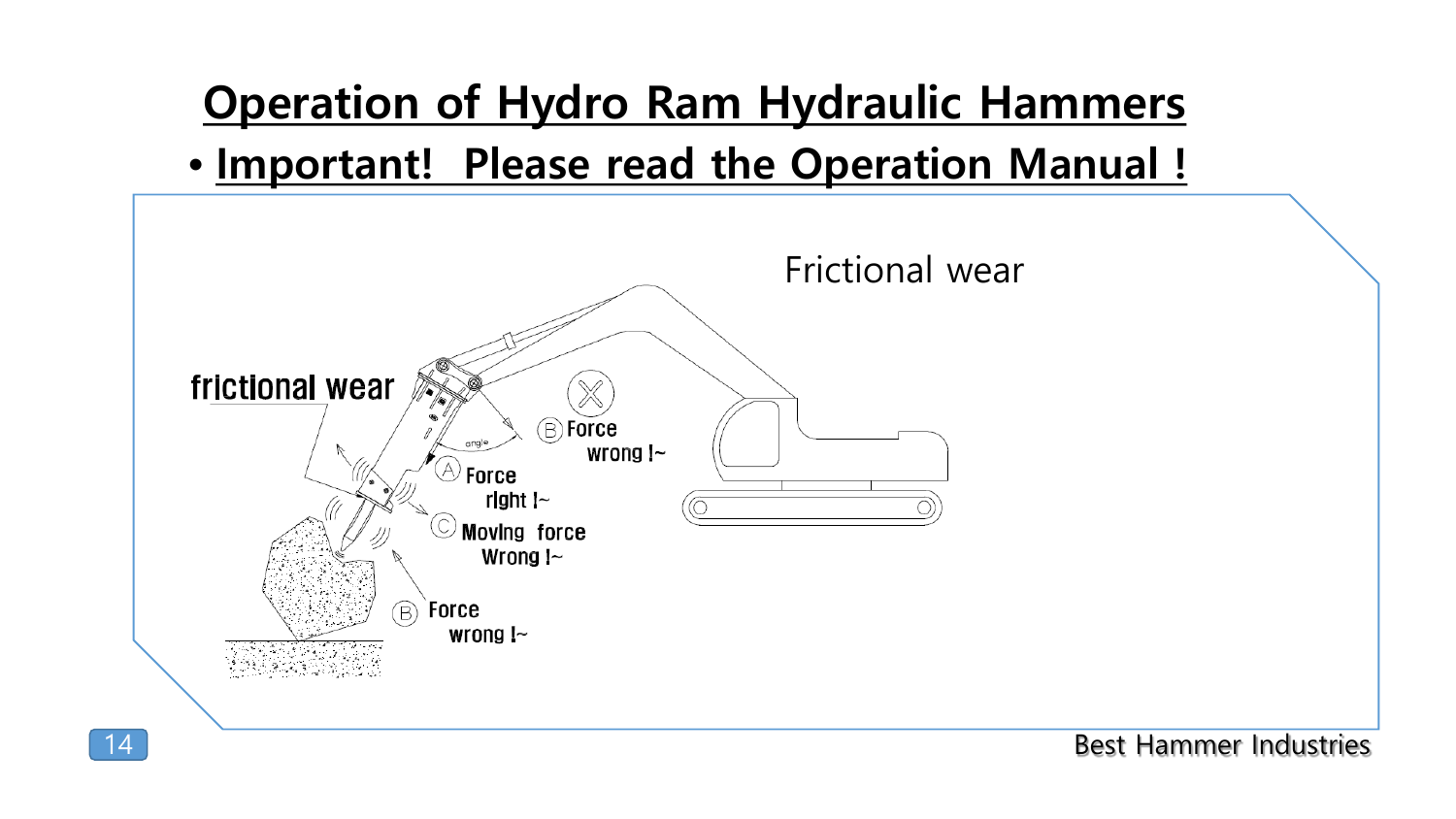# Operation of Hydro Ram Hydraulic Hammers

- **Important! Please read the Operation Manual !**

Frictional wear

frictional wear

angle

Ⓑ Force wrong !~

Ⓐ Force right !~

Ⓒ Moving force Wrong !~

Ⓑ Force wrong !~

Best Hammer Industries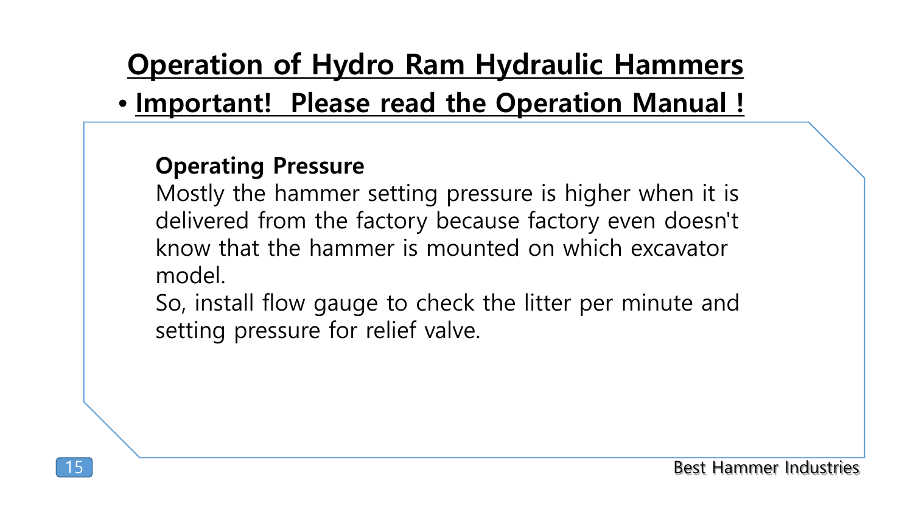# Operation of Hydro Ram Hydraulic Hammers

- **Important! Please read the Operation Manual !**

**Operating Pressure**

Mostly the hammer setting pressure is higher when it is delivered from the factory because factory even doesn't know that the hammer is mounted on which excavator model.

So, install flow gauge to check the litter per minute and setting pressure for relief valve.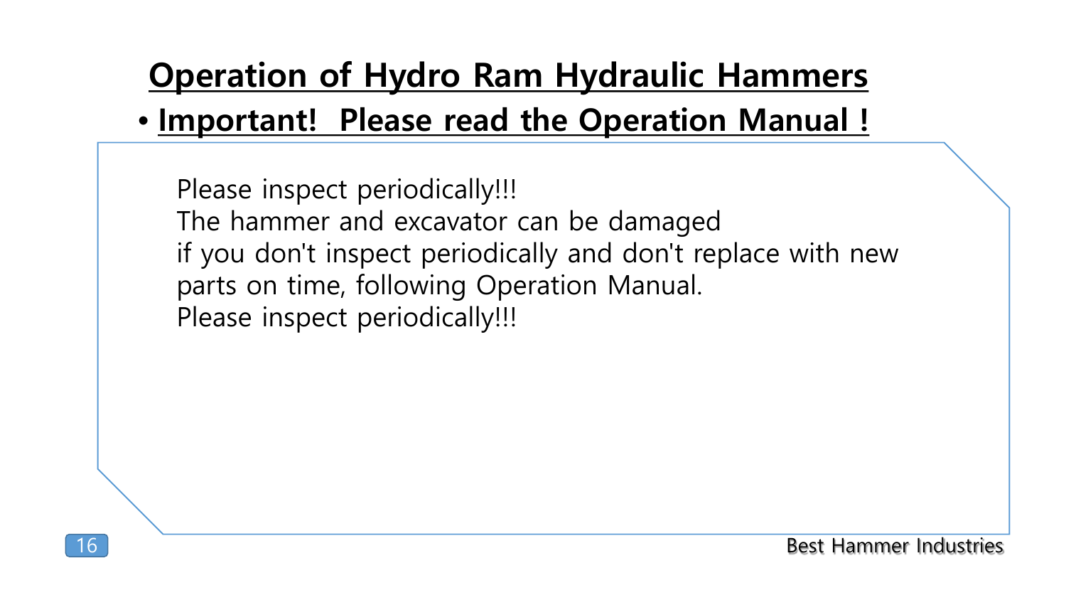# Operation of Hydro Ram Hydraulic Hammers

- **Important! Please read the Operation Manual !**

Please inspect periodically!!!
The hammer and excavator can be damaged
if you don't inspect periodically and don't replace with new parts on time, following Operation Manual.
Please inspect periodically!!!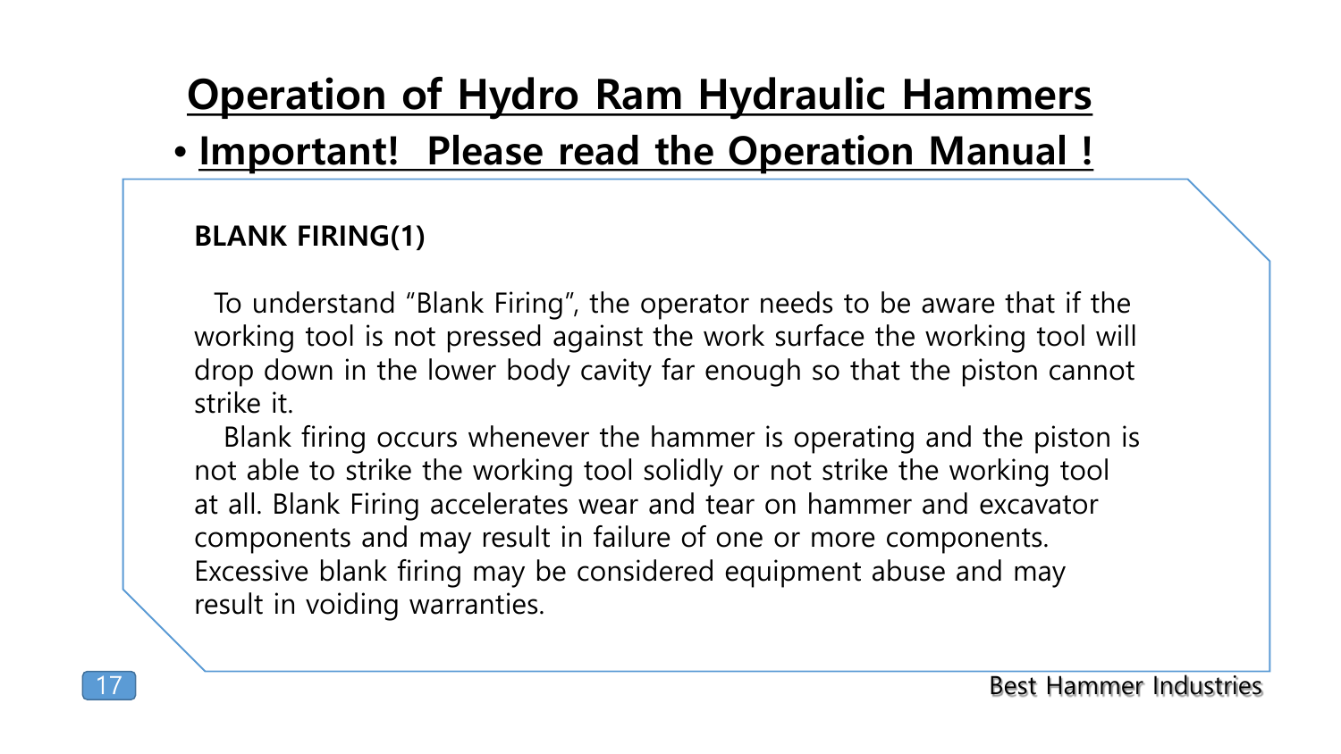# Operation of Hydro Ram Hydraulic Hammers

- **Important! Please read the Operation Manual !**

**BLANK FIRING(1)**

To understand "Blank Firing", the operator needs to be aware that if the working tool is not pressed against the work surface the working tool will drop down in the lower body cavity far enough so that the piston cannot strike it.

Blank firing occurs whenever the hammer is operating and the piston is not able to strike the working tool solidly or not strike the working tool at all. Blank Firing accelerates wear and tear on hammer and excavator components and may result in failure of one or more components. Excessive blank firing may be considered equipment abuse and may result in voiding warranties.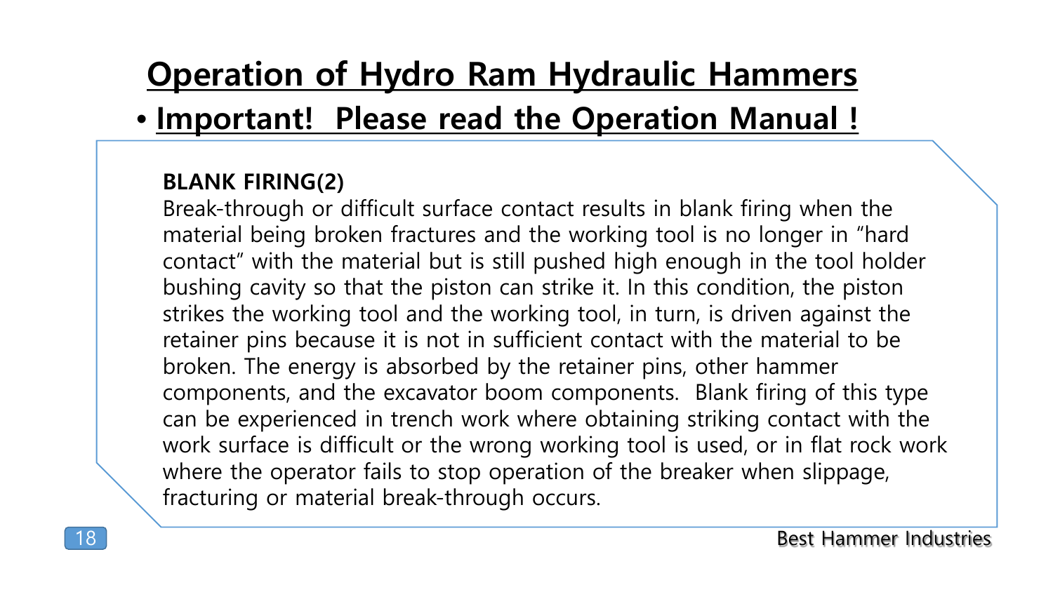# Operation of Hydro Ram Hydraulic Hammers

- **Important! Please read the Operation Manual !**

**BLANK FIRING(2)**

Break-through or difficult surface contact results in blank firing when the material being broken fractures and the working tool is no longer in "hard contact" with the material but is still pushed high enough in the tool holder bushing cavity so that the piston can strike it. In this condition, the piston strikes the working tool and the working tool, in turn, is driven against the retainer pins because it is not in sufficient contact with the material to be broken. The energy is absorbed by the retainer pins, other hammer components, and the excavator boom components. Blank firing of this type can be experienced in trench work where obtaining striking contact with the work surface is difficult or the wrong working tool is used, or in flat rock work where the operator fails to stop operation of the breaker when slippage, fracturing or material break-through occurs.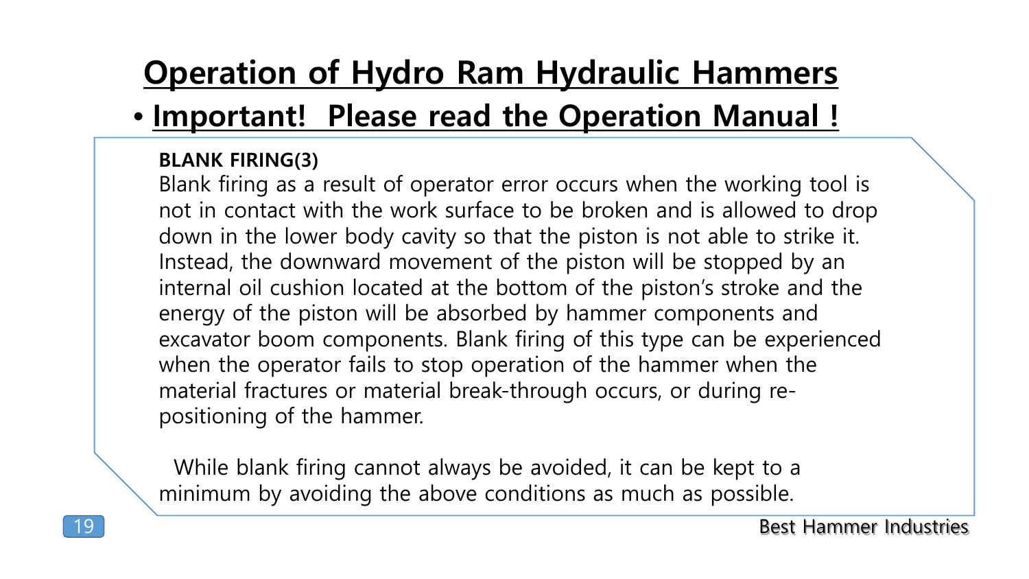# Operation of Hydro Ram Hydraulic Hammers

- **Important! Please read the Operation Manual !**

**BLANK FIRING(3)**

Blank firing as a result of operator error occurs when the working tool is not in contact with the work surface to be broken and is allowed to drop down in the lower body cavity so that the piston is not able to strike it. Instead, the downward movement of the piston will be stopped by an internal oil cushion located at the bottom of the piston's stroke and the energy of the piston will be absorbed by hammer components and excavator boom components. Blank firing of this type can be experienced when the operator fails to stop operation of the hammer when the material fractures or material break-through occurs, or during re-positioning of the hammer.

While blank firing cannot always be avoided, it can be kept to a minimum by avoiding the above conditions as much as possible.

Best Hammer Industries